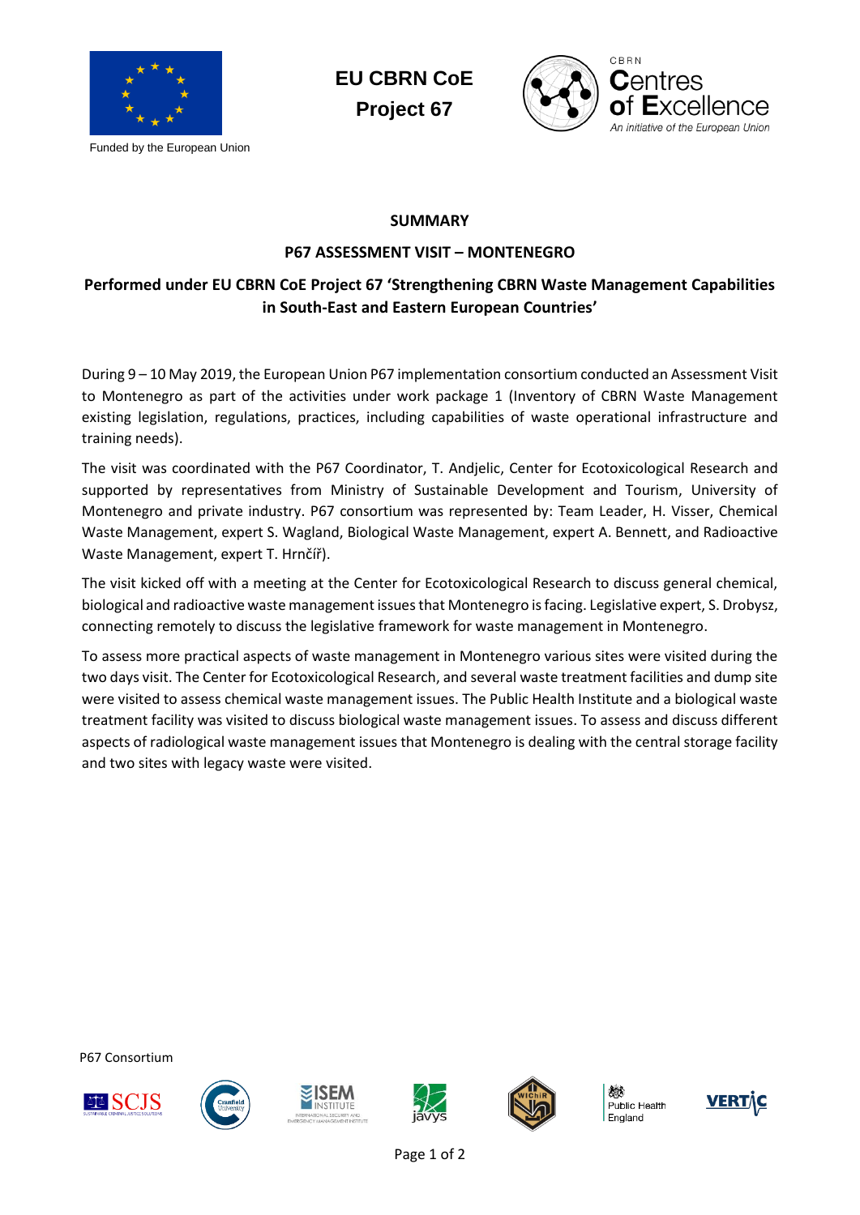Funded by the European Union

**EU CBRN CoE**
**Project 67**

CBRN Centres of Excellence
*An initiative of the European Union*

# SUMMARY

## P67 ASSESSMENT VISIT – MONTENEGRO

## Performed under EU CBRN CoE Project 67 'Strengthening CBRN Waste Management Capabilities in South-East and Eastern European Countries'

During 9 – 10 May 2019, the European Union P67 implementation consortium conducted an Assessment Visit to Montenegro as part of the activities under work package 1 (Inventory of CBRN Waste Management existing legislation, regulations, practices, including capabilities of waste operational infrastructure and training needs).

The visit was coordinated with the P67 Coordinator, T. Andjelic, Center for Ecotoxicological Research and supported by representatives from Ministry of Sustainable Development and Tourism, University of Montenegro and private industry. P67 consortium was represented by: Team Leader, H. Visser, Chemical Waste Management, expert S. Wagland, Biological Waste Management, expert A. Bennett, and Radioactive Waste Management, expert T. Hrnčíř).

The visit kicked off with a meeting at the Center for Ecotoxicological Research to discuss general chemical, biological and radioactive waste management issues that Montenegro is facing. Legislative expert, S. Drobysz, connecting remotely to discuss the legislative framework for waste management in Montenegro.

To assess more practical aspects of waste management in Montenegro various sites were visited during the two days visit. The Center for Ecotoxicological Research, and several waste treatment facilities and dump site were visited to assess chemical waste management issues. The Public Health Institute and a biological waste treatment facility was visited to discuss biological waste management issues. To assess and discuss different aspects of radiological waste management issues that Montenegro is dealing with the central storage facility and two sites with legacy waste were visited.

P67 Consortium

SCJS, Cranfield University, ISEM Institute, javys, WIChIR, Public Health England, VERTIC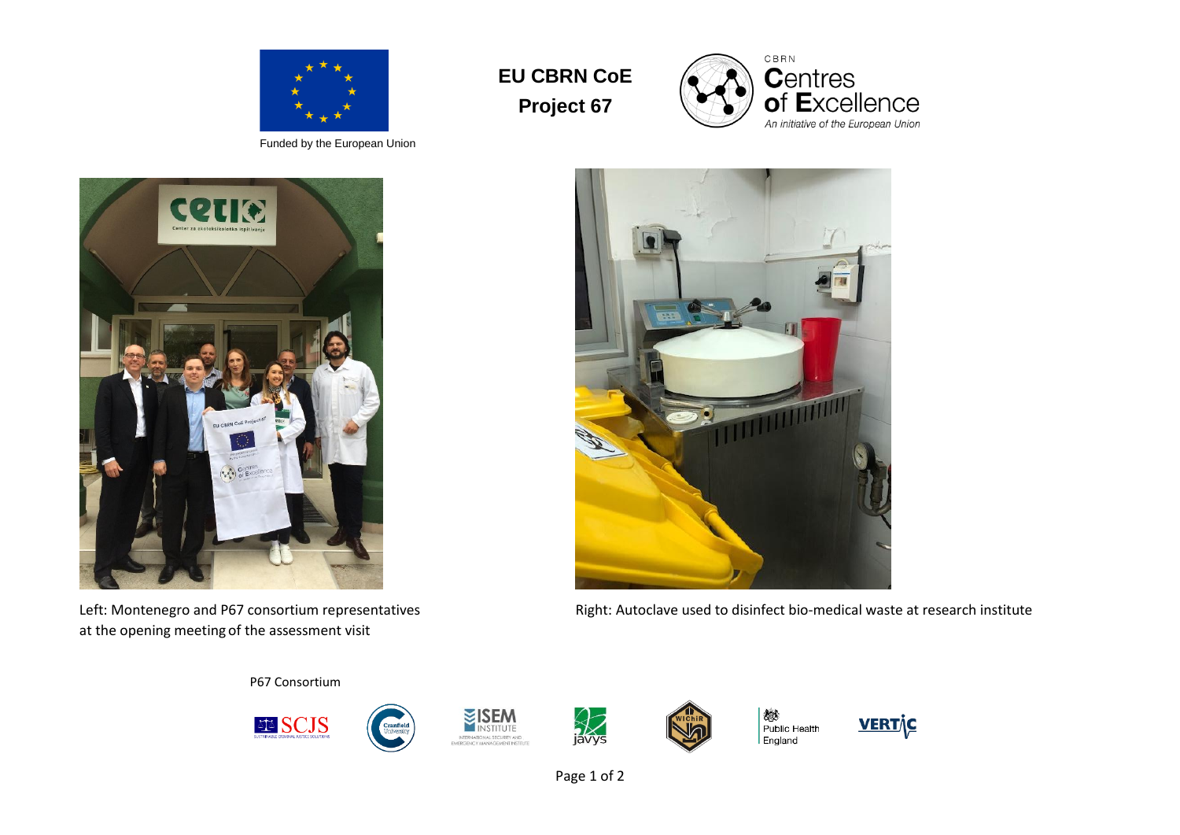Funded by the European Union

**EU CBRN CoE**

**Project 67**

CBRN Centres of Excellence

*An initiative of the European Union*

Left: Montenegro and P67 consortium representatives at the opening meeting of the assessment visit

Right: Autoclave used to disinfect bio-medical waste at research institute

P67 Consortium